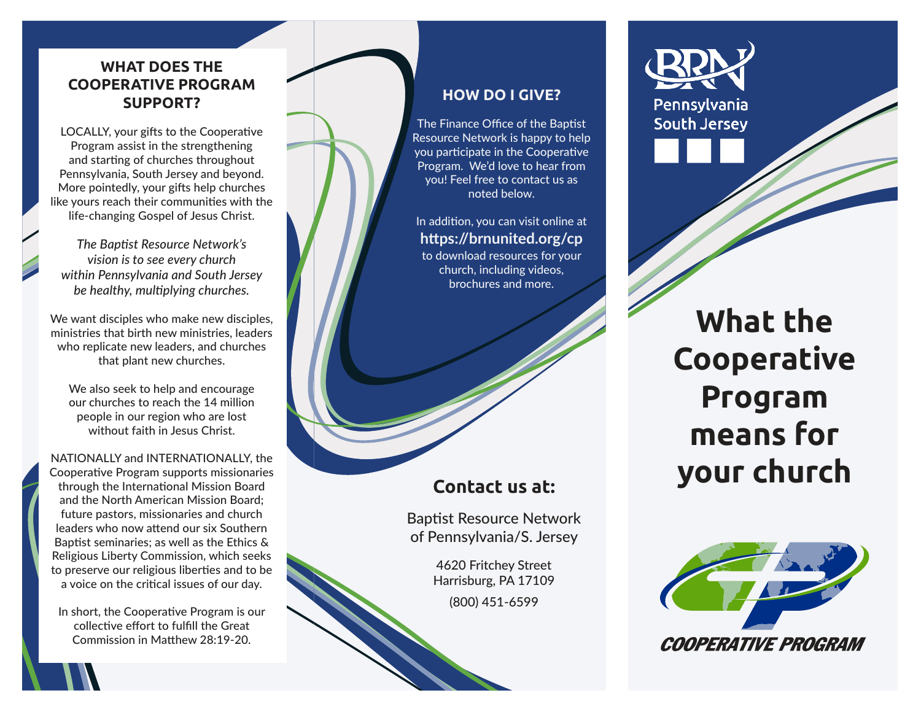## WHAT DOES THE COOPERATIVE PROGRAM SUPPORT?

LOCALLY, your gifts to the Cooperative Program assist in the strengthening and starting of churches throughout Pennsylvania, South Jersey and beyond. More pointedly, your gifts help churches like yours reach their communities with the life-changing Gospel of Jesus Christ.

*The Baptist Resource Network's vision is to see every church within Pennsylvania and South Jersey be healthy, multiplying churches.*

We want disciples who make new disciples, ministries that birth new ministries, leaders who replicate new leaders, and churches that plant new churches.

We also seek to help and encourage our churches to reach the 14 million people in our region who are lost without faith in Jesus Christ.

NATIONALLY and INTERNATIONALLY, the Cooperative Program supports missionaries through the International Mission Board and the North American Mission Board; future pastors, missionaries and church leaders who now attend our six Southern Baptist seminaries; as well as the Ethics & Religious Liberty Commission, which seeks to preserve our religious liberties and to be a voice on the critical issues of our day.

In short, the Cooperative Program is our collective effort to fulfill the Great Commission in Matthew 28:19-20.

## HOW DO I GIVE?

The Finance Office of the Baptist Resource Network is happy to help you participate in the Cooperative Program. We'd love to hear from you! Feel free to contact us as noted below.

In addition, you can visit online at **https://brnunited.org/cp** to download resources for your church, including videos, brochures and more.

## Contact us at:

Baptist Resource Network of Pennsylvania/S. Jersey

4620 Fritchey Street
Harrisburg, PA 17109

(800) 451-6599

BRN Pennsylvania South Jersey

# What the Cooperative Program means for your church

COOPERATIVE PROGRAM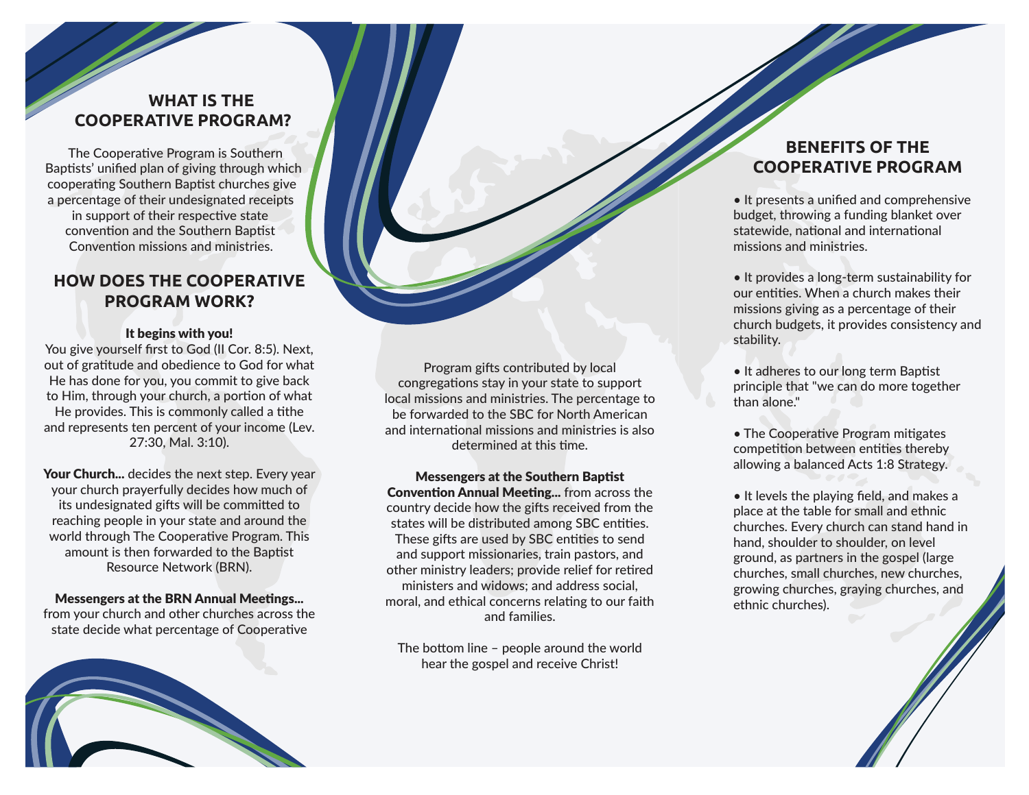## WHAT IS THE COOPERATIVE PROGRAM?

The Cooperative Program is Southern Baptists' unified plan of giving through which cooperating Southern Baptist churches give a percentage of their undesignated receipts in support of their respective state convention and the Southern Baptist Convention missions and ministries.

## HOW DOES THE COOPERATIVE PROGRAM WORK?

**It begins with you!**
You give yourself first to God (II Cor. 8:5). Next, out of gratitude and obedience to God for what He has done for you, you commit to give back to Him, through your church, a portion of what He provides. This is commonly called a tithe and represents ten percent of your income (Lev. 27:30, Mal. 3:10).

**Your Church...** decides the next step. Every year your church prayerfully decides how much of its undesignated gifts will be committed to reaching people in your state and around the world through The Cooperative Program. This amount is then forwarded to the Baptist Resource Network (BRN).

**Messengers at the BRN Annual Meetings...** from your church and other churches across the state decide what percentage of Cooperative Program gifts contributed by local congregations stay in your state to support local missions and ministries. The percentage to be forwarded to the SBC for North American and international missions and ministries is also determined at this time.

**Messengers at the Southern Baptist Convention Annual Meeting...** from across the country decide how the gifts received from the states will be distributed among SBC entities. These gifts are used by SBC entities to send and support missionaries, train pastors, and other ministry leaders; provide relief for retired ministers and widows; and address social, moral, and ethical concerns relating to our faith and families.

The bottom line – people around the world hear the gospel and receive Christ!

## BENEFITS OF THE COOPERATIVE PROGRAM

- It presents a unified and comprehensive budget, throwing a funding blanket over statewide, national and international missions and ministries.
- It provides a long-term sustainability for our entities. When a church makes their missions giving as a percentage of their church budgets, it provides consistency and stability.
- It adheres to our long term Baptist principle that "we can do more together than alone."
- The Cooperative Program mitigates competition between entities thereby allowing a balanced Acts 1:8 Strategy.
- It levels the playing field, and makes a place at the table for small and ethnic churches. Every church can stand hand in hand, shoulder to shoulder, on level ground, as partners in the gospel (large churches, small churches, new churches, growing churches, graying churches, and ethnic churches).